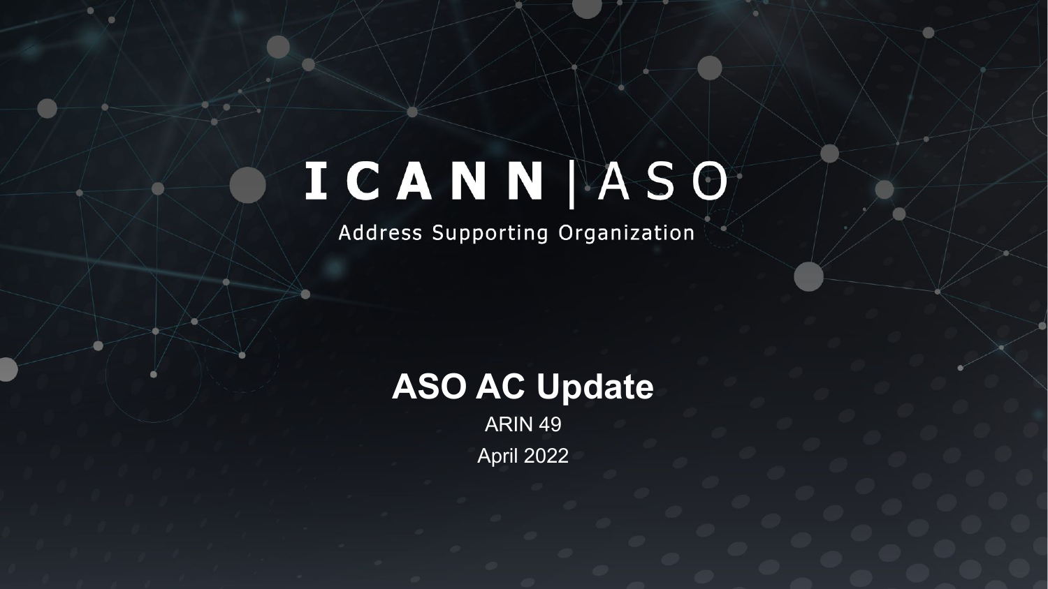# ICANN | ASO

Address Supporting Organization

## ASO AC Update

ARIN 49

April 2022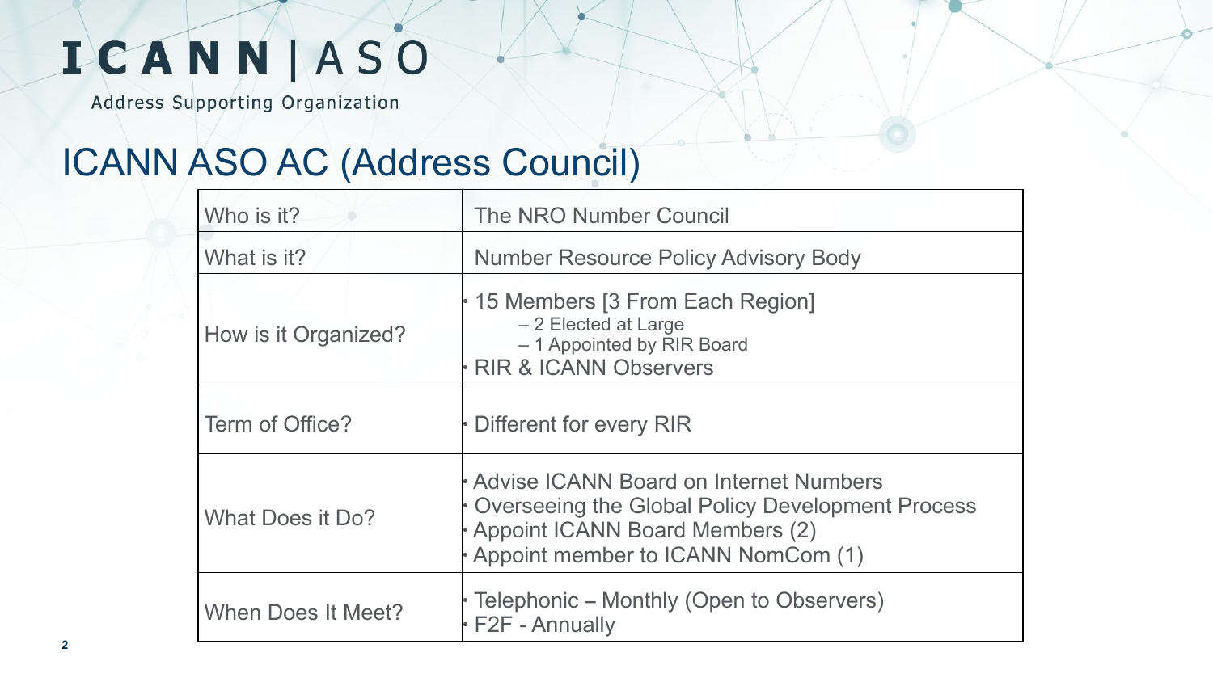# ICANN | ASO

Address Supporting Organization

## ICANN ASO AC (Address Council)

| | |
|---|---|
| Who is it? | The NRO Number Council |
| What is it? | Number Resource Policy Advisory Body |
| How is it Organized? | • 15 Members [3 From Each Region]<br>– 2 Elected at Large<br>– 1 Appointed by RIR Board<br>• RIR & ICANN Observers |
| Term of Office? | • Different for every RIR |
| What Does it Do? | • Advise ICANN Board on Internet Numbers<br>• Overseeing the Global Policy Development Process<br>• Appoint ICANN Board Members (2)<br>• Appoint member to ICANN NomCom (1) |
| When Does It Meet? | • Telephonic – Monthly (Open to Observers)<br>• F2F - Annually |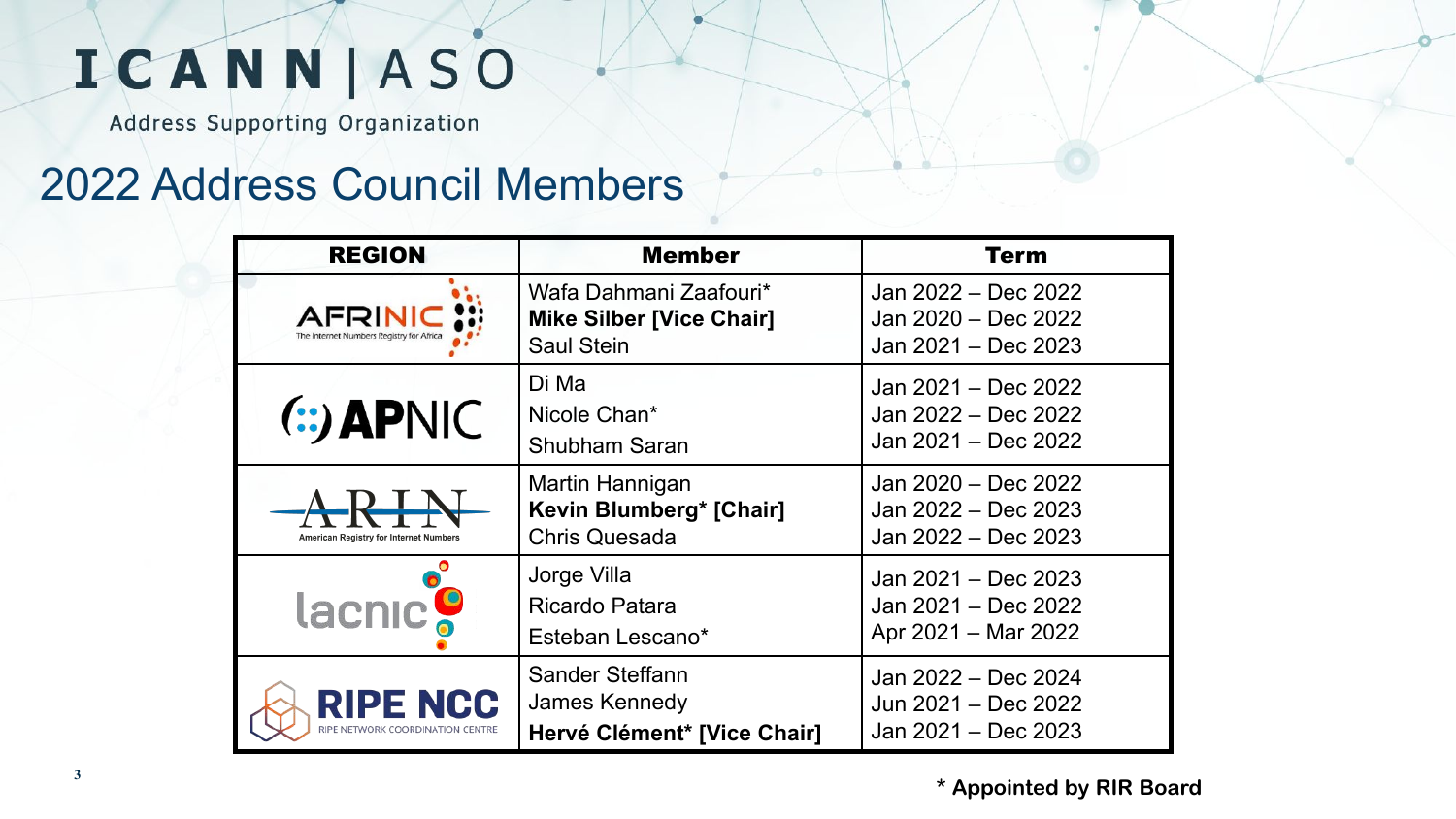ICANN | ASO

Address Supporting Organization

# 2022 Address Council Members

| REGION | Member | Term |
| --- | --- | --- |
| AFRINIC The Internet Numbers Registry for Africa | Wafa Dahmani Zaafouri*<br>**Mike Silber [Vice Chair]**<br>Saul Stein | Jan 2022 – Dec 2022<br>Jan 2020 – Dec 2022<br>Jan 2021 – Dec 2023 |
| APNIC | Di Ma<br>Nicole Chan*<br>Shubham Saran | Jan 2021 – Dec 2022<br>Jan 2022 – Dec 2022<br>Jan 2021 – Dec 2022 |
| ARIN American Registry for Internet Numbers | Martin Hannigan<br>**Kevin Blumberg* [Chair]**<br>Chris Quesada | Jan 2020 – Dec 2022<br>Jan 2022 – Dec 2023<br>Jan 2022 – Dec 2023 |
| lacnic | Jorge Villa<br>Ricardo Patara<br>Esteban Lescano* | Jan 2021 – Dec 2023<br>Jan 2021 – Dec 2022<br>Apr 2021 – Mar 2022 |
| RIPE NCC RIPE NETWORK COORDINATION CENTRE | Sander Steffann<br>James Kennedy<br>**Hervé Clément* [Vice Chair]** | Jan 2022 – Dec 2024<br>Jun 2021 – Dec 2022<br>Jan 2021 – Dec 2023 |

**\* Appointed by RIR Board**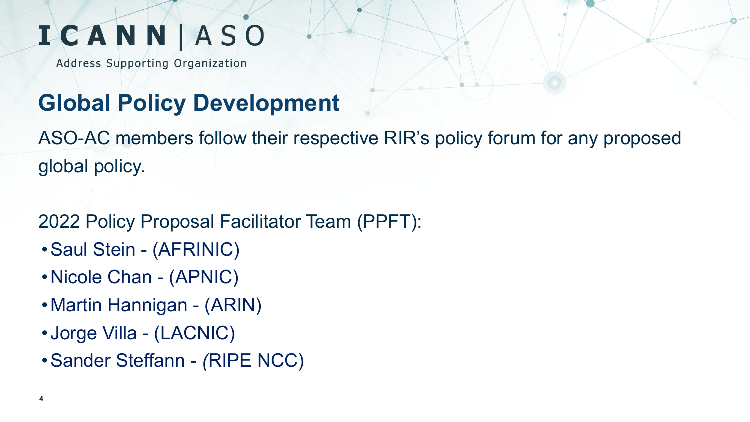# Global Policy Development

ASO-AC members follow their respective RIR's policy forum for any proposed global policy.

2022 Policy Proposal Facilitator Team (PPFT):

- Saul Stein - (AFRINIC)
- Nicole Chan - (APNIC)
- Martin Hannigan - (ARIN)
- Jorge Villa - (LACNIC)
- Sander Steffann - (RIPE NCC)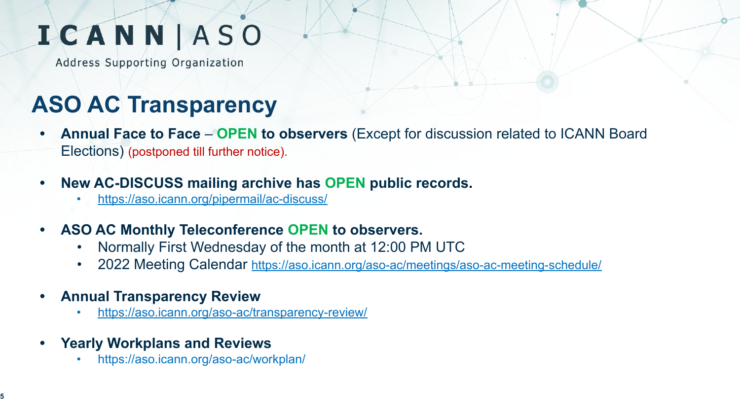ICANN | ASO

Address Supporting Organization

# ASO AC Transparency

- **Annual Face to Face – OPEN to observers** (Except for discussion related to ICANN Board Elections) (postponed till further notice).
- **New AC-DISCUSS mailing archive has OPEN public records.**
  - https://aso.icann.org/pipermail/ac-discuss/
- **ASO AC Monthly Teleconference OPEN to observers.**
  - Normally First Wednesday of the month at 12:00 PM UTC
  - 2022 Meeting Calendar https://aso.icann.org/aso-ac/meetings/aso-ac-meeting-schedule/
- **Annual Transparency Review**
  - https://aso.icann.org/aso-ac/transparency-review/
- **Yearly Workplans and Reviews**
  - https://aso.icann.org/aso-ac/workplan/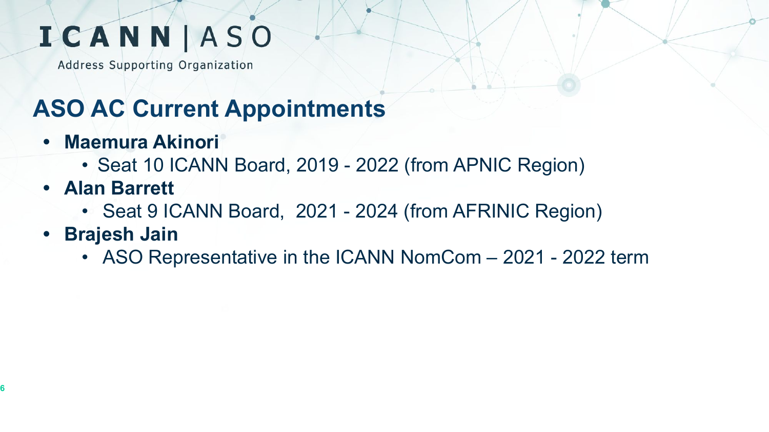# ASO AC Current Appointments

- **Maemura Akinori**
  - Seat 10 ICANN Board, 2019 - 2022 (from APNIC Region)
- **Alan Barrett**
  - Seat 9 ICANN Board, 2021 - 2024 (from AFRINIC Region)
- **Brajesh Jain**
  - ASO Representative in the ICANN NomCom – 2021 - 2022 term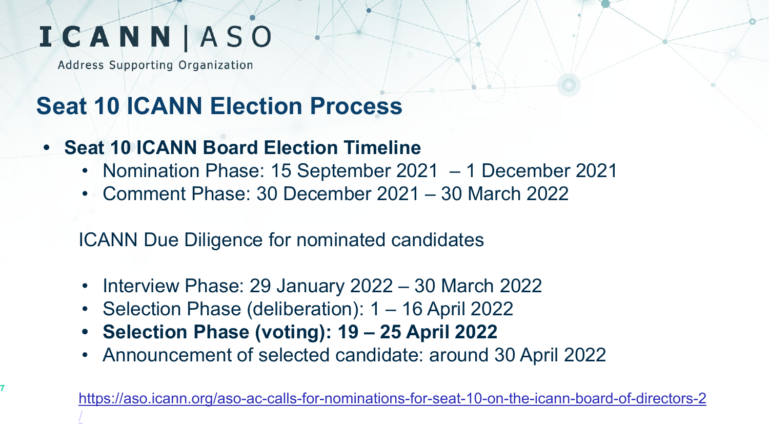ICANN | ASO

Address Supporting Organization

# Seat 10 ICANN Election Process

- **Seat 10 ICANN Board Election Timeline**
  - Nomination Phase: 15 September 2021 – 1 December 2021
  - Comment Phase: 30 December 2021 – 30 March 2022

  ICANN Due Diligence for nominated candidates

  - Interview Phase: 29 January 2022 – 30 March 2022
  - Selection Phase (deliberation): 1 – 16 April 2022
  - **Selection Phase (voting): 19 – 25 April 2022**
  - Announcement of selected candidate: around 30 April 2022

https://aso.icann.org/aso-ac-calls-for-nominations-for-seat-10-on-the-icann-board-of-directors-2/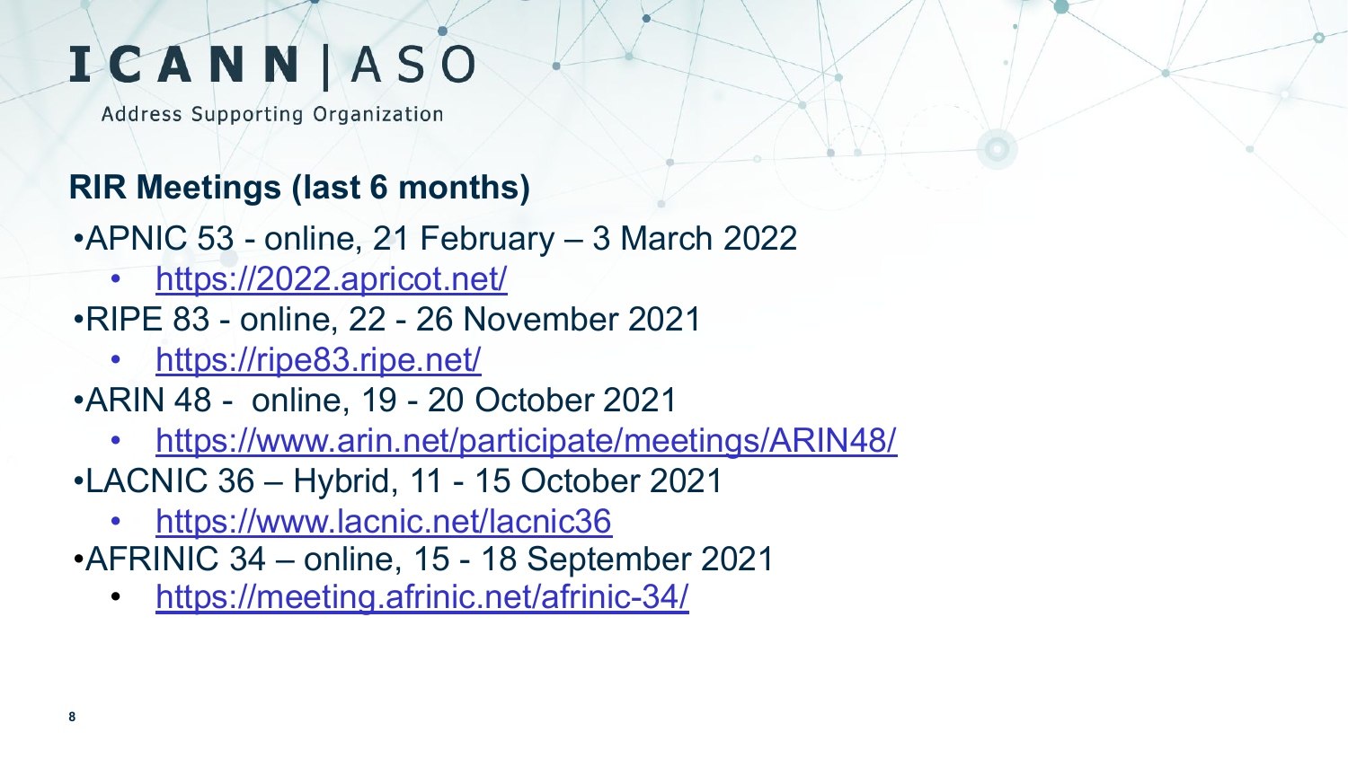# ICANN | ASO

Address Supporting Organization

## RIR Meetings (last 6 months)

- APNIC 53 - online, 21 February – 3 March 2022
  - https://2022.apricot.net/
- RIPE 83 - online, 22 - 26 November 2021
  - https://ripe83.ripe.net/
- ARIN 48 - online, 19 - 20 October 2021
  - https://www.arin.net/participate/meetings/ARIN48/
- LACNIC 36 – Hybrid, 11 - 15 October 2021
  - https://www.lacnic.net/lacnic36
- AFRINIC 34 – online, 15 - 18 September 2021
  - https://meeting.afrinic.net/afrinic-34/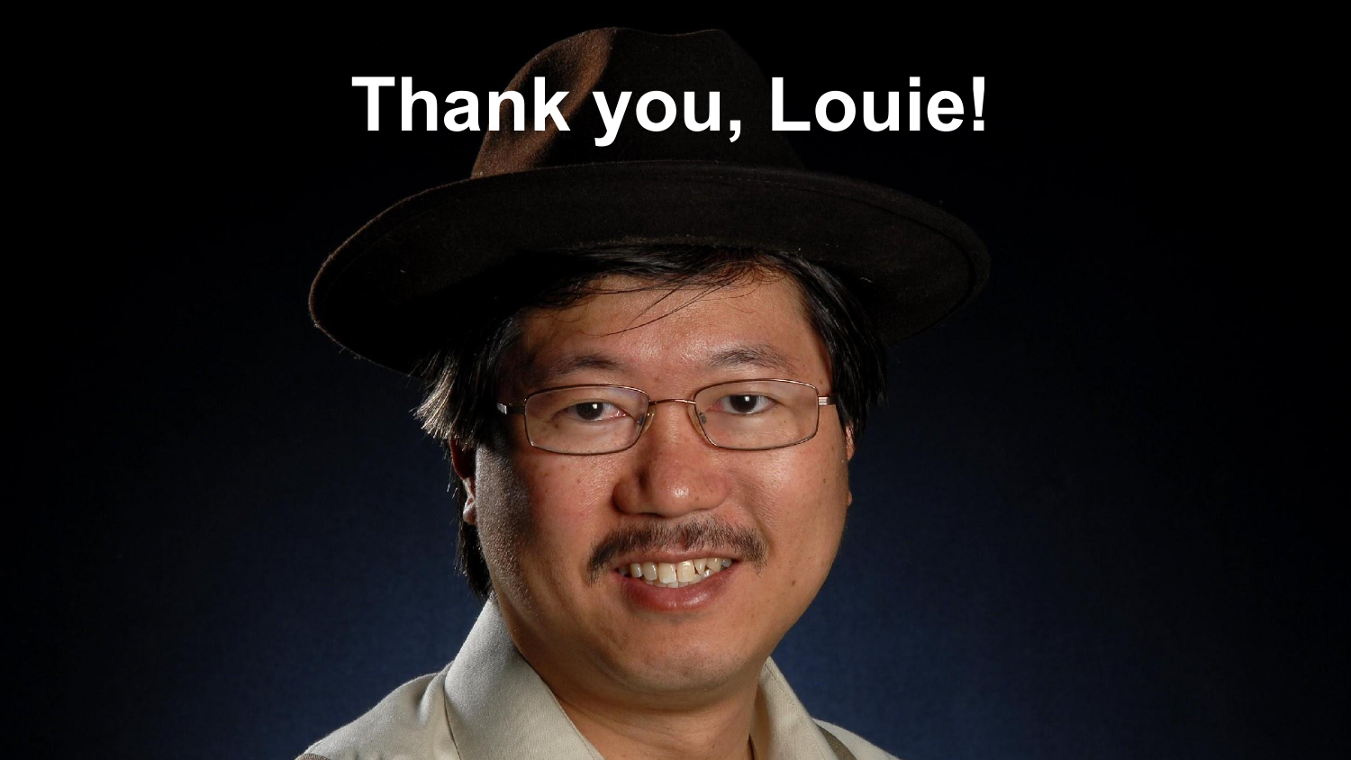# Thank you, Louie!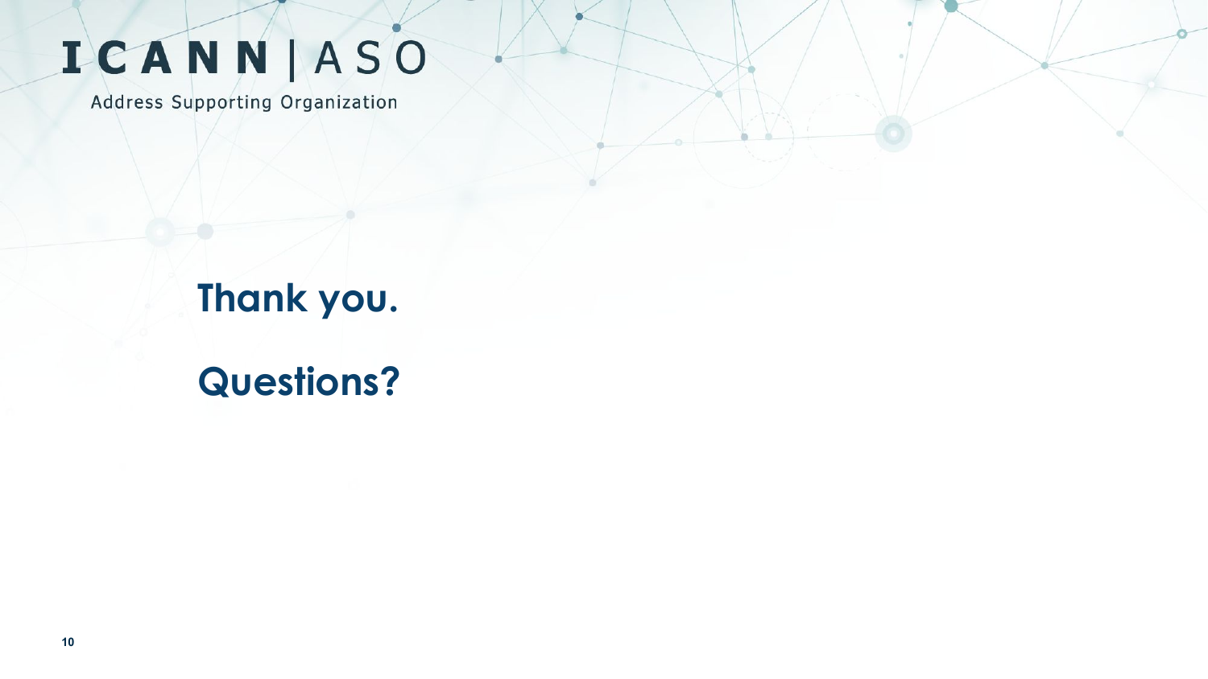ICANN | ASO

Address Supporting Organization

## Thank you.

## Questions?